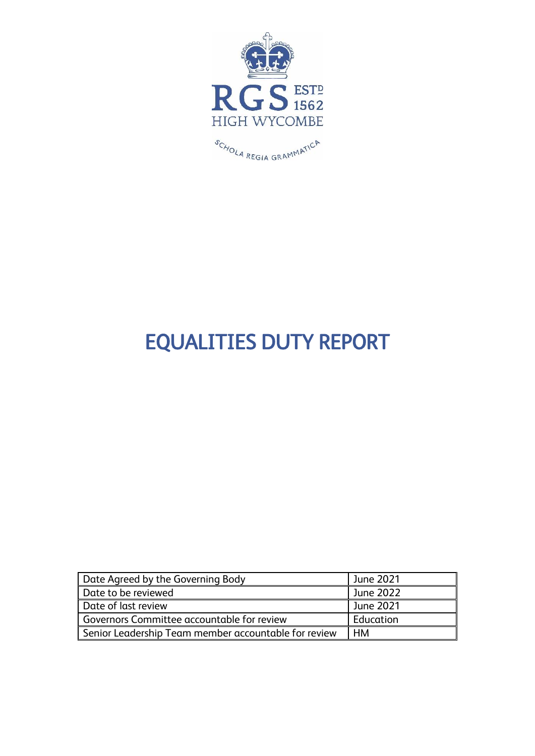RGS ESTD 1562

HIGH WYCOMBE

SCHOLA REGIA GRAMMATICA

# EQUALITIES DUTY REPORT

| Date Agreed by the Governing Body | June 2021 |
|---|---|
| Date to be reviewed | June 2022 |
| Date of last review | June 2021 |
| Governors Committee accountable for review | Education |
| Senior Leadership Team member accountable for review | HM |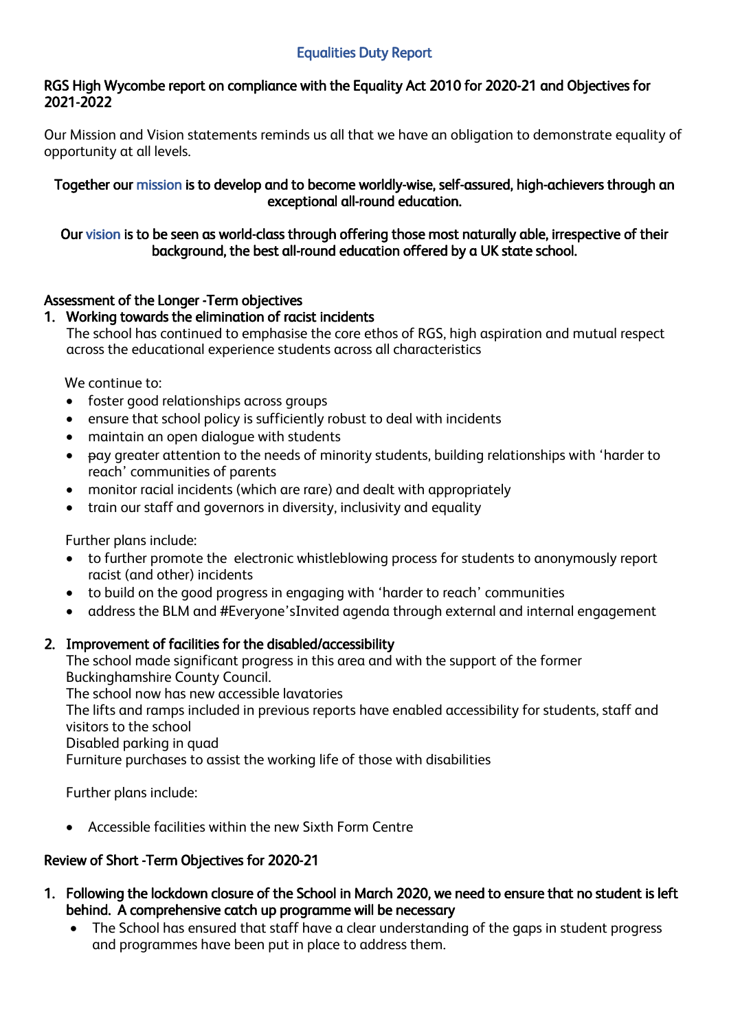## Equalities Duty Report

### RGS High Wycombe report on compliance with the Equality Act 2010 for 2020-21 and Objectives for 2021-2022

Our Mission and Vision statements reminds us all that we have an obligation to demonstrate equality of opportunity at all levels.

**Together our mission is to develop and to become worldly-wise, self-assured, high-achievers through an exceptional all-round education.**

**Our vision is to be seen as world-class through offering those most naturally able, irrespective of their background, the best all-round education offered by a UK state school.**

### Assessment of the Longer -Term objectives

1. **Working towards the elimination of racist incidents**

   The school has continued to emphasise the core ethos of RGS, high aspiration and mutual respect across the educational experience students across all characteristics

   We continue to:

   - foster good relationships across groups
   - ensure that school policy is sufficiently robust to deal with incidents
   - maintain an open dialogue with students
   - pay greater attention to the needs of minority students, building relationships with 'harder to reach' communities of parents
   - monitor racial incidents (which are rare) and dealt with appropriately
   - train our staff and governors in diversity, inclusivity and equality

   Further plans include:

   - to further promote the electronic whistleblowing process for students to anonymously report racist (and other) incidents
   - to build on the good progress in engaging with 'harder to reach' communities
   - address the BLM and #Everyone'sInvited agenda through external and internal engagement

2. **Improvement of facilities for the disabled/accessibility**

   The school made significant progress in this area and with the support of the former Buckinghamshire County Council.
   The school now has new accessible lavatories
   The lifts and ramps included in previous reports have enabled accessibility for students, staff and visitors to the school
   Disabled parking in quad
   Furniture purchases to assist the working life of those with disabilities

   Further plans include:

   - Accessible facilities within the new Sixth Form Centre

### Review of Short -Term Objectives for 2020-21

1. **Following the lockdown closure of the School in March 2020, we need to ensure that no student is left behind. A comprehensive catch up programme will be necessary**
   - The School has ensured that staff have a clear understanding of the gaps in student progress and programmes have been put in place to address them.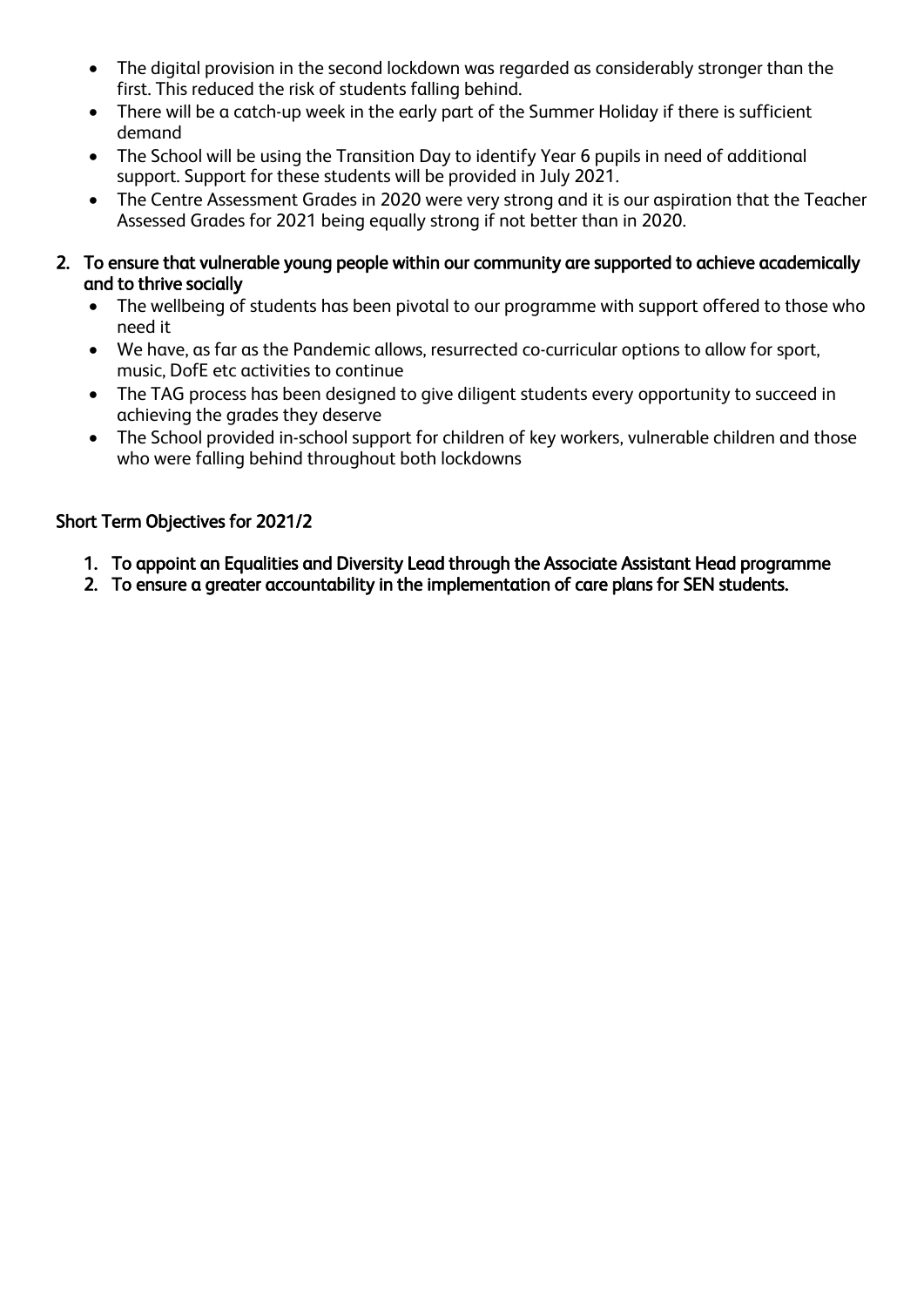- The digital provision in the second lockdown was regarded as considerably stronger than the first. This reduced the risk of students falling behind.
- There will be a catch-up week in the early part of the Summer Holiday if there is sufficient demand
- The School will be using the Transition Day to identify Year 6 pupils in need of additional support. Support for these students will be provided in July 2021.
- The Centre Assessment Grades in 2020 were very strong and it is our aspiration that the Teacher Assessed Grades for 2021 being equally strong if not better than in 2020.

2. To ensure that vulnerable young people within our community are supported to achieve academically and to thrive socially
    - The wellbeing of students has been pivotal to our programme with support offered to those who need it
    - We have, as far as the Pandemic allows, resurrected co-curricular options to allow for sport, music, DofE etc activities to continue
    - The TAG process has been designed to give diligent students every opportunity to succeed in achieving the grades they deserve
    - The School provided in-school support for children of key workers, vulnerable children and those who were falling behind throughout both lockdowns

## Short Term Objectives for 2021/2

1. To appoint an Equalities and Diversity Lead through the Associate Assistant Head programme
2. To ensure a greater accountability in the implementation of care plans for SEN students.